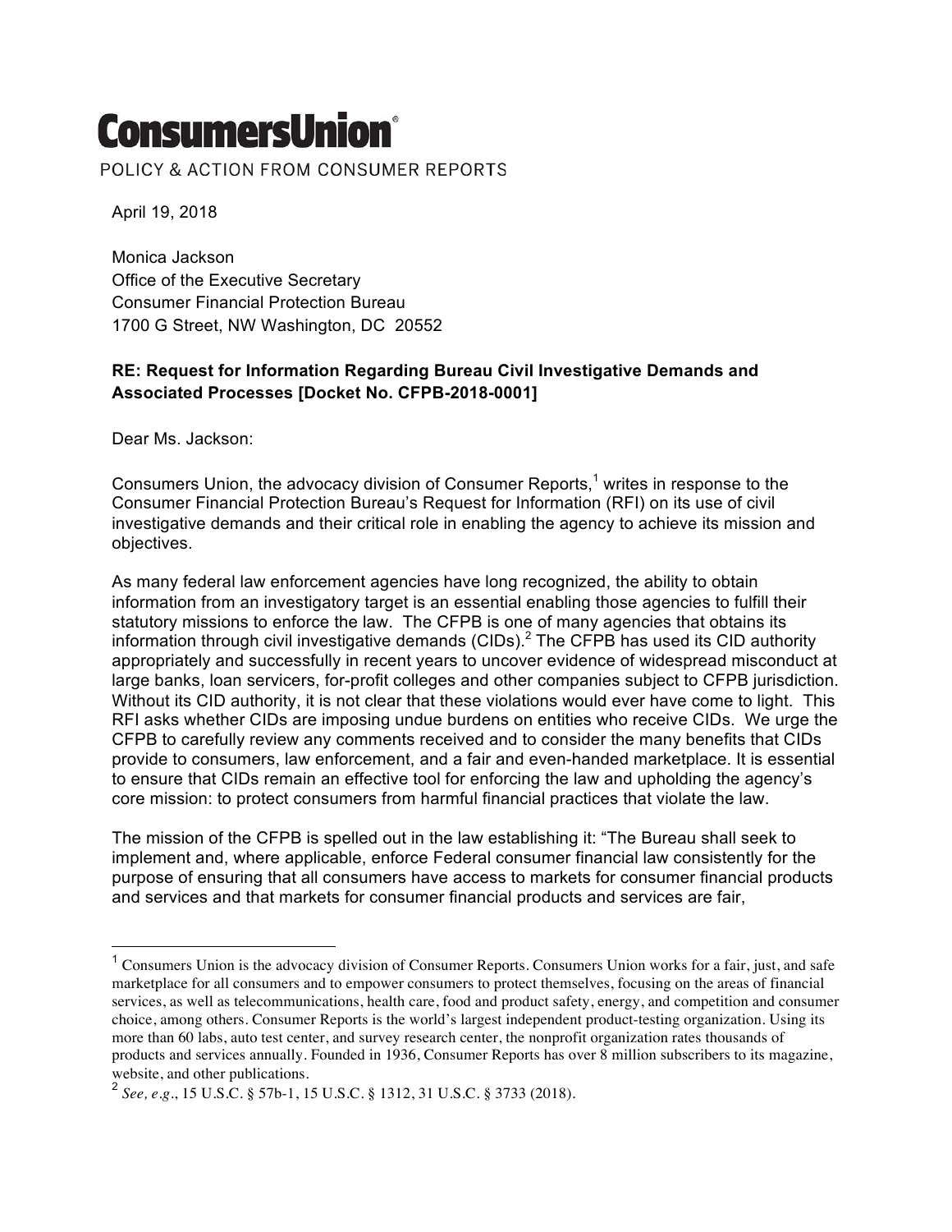# ConsumersUnion

POLICY & ACTION FROM CONSUMER REPORTS

April 19, 2018

Monica Jackson
Office of the Executive Secretary
Consumer Financial Protection Bureau
1700 G Street, NW Washington, DC 20552

**RE: Request for Information Regarding Bureau Civil Investigative Demands and Associated Processes [Docket No. CFPB-2018-0001]**

Dear Ms. Jackson:

Consumers Union, the advocacy division of Consumer Reports,[1] writes in response to the Consumer Financial Protection Bureau's Request for Information (RFI) on its use of civil investigative demands and their critical role in enabling the agency to achieve its mission and objectives.

As many federal law enforcement agencies have long recognized, the ability to obtain information from an investigatory target is an essential enabling those agencies to fulfill their statutory missions to enforce the law. The CFPB is one of many agencies that obtains its information through civil investigative demands (CIDs).[2] The CFPB has used its CID authority appropriately and successfully in recent years to uncover evidence of widespread misconduct at large banks, loan servicers, for-profit colleges and other companies subject to CFPB jurisdiction. Without its CID authority, it is not clear that these violations would ever have come to light. This RFI asks whether CIDs are imposing undue burdens on entities who receive CIDs. We urge the CFPB to carefully review any comments received and to consider the many benefits that CIDs provide to consumers, law enforcement, and a fair and even-handed marketplace. It is essential to ensure that CIDs remain an effective tool for enforcing the law and upholding the agency's core mission: to protect consumers from harmful financial practices that violate the law.

The mission of the CFPB is spelled out in the law establishing it: "The Bureau shall seek to implement and, where applicable, enforce Federal consumer financial law consistently for the purpose of ensuring that all consumers have access to markets for consumer financial products and services and that markets for consumer financial products and services are fair,

---

[1] Consumers Union is the advocacy division of Consumer Reports. Consumers Union works for a fair, just, and safe marketplace for all consumers and to empower consumers to protect themselves, focusing on the areas of financial services, as well as telecommunications, health care, food and product safety, energy, and competition and consumer choice, among others. Consumer Reports is the world's largest independent product-testing organization. Using its more than 60 labs, auto test center, and survey research center, the nonprofit organization rates thousands of products and services annually. Founded in 1936, Consumer Reports has over 8 million subscribers to its magazine, website, and other publications.

[2] *See, e.g.*, 15 U.S.C. § 57b-1, 15 U.S.C. § 1312, 31 U.S.C. § 3733 (2018).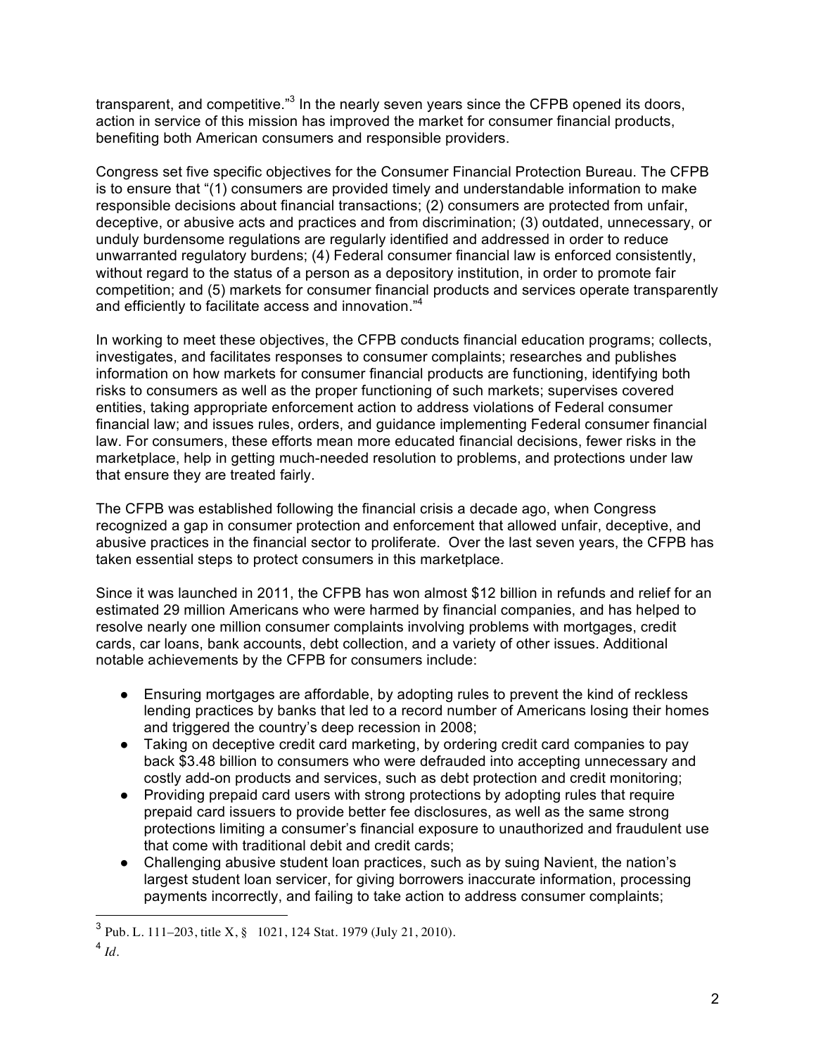transparent, and competitive."[3] In the nearly seven years since the CFPB opened its doors, action in service of this mission has improved the market for consumer financial products, benefiting both American consumers and responsible providers.

Congress set five specific objectives for the Consumer Financial Protection Bureau. The CFPB is to ensure that "(1) consumers are provided timely and understandable information to make responsible decisions about financial transactions; (2) consumers are protected from unfair, deceptive, or abusive acts and practices and from discrimination; (3) outdated, unnecessary, or unduly burdensome regulations are regularly identified and addressed in order to reduce unwarranted regulatory burdens; (4) Federal consumer financial law is enforced consistently, without regard to the status of a person as a depository institution, in order to promote fair competition; and (5) markets for consumer financial products and services operate transparently and efficiently to facilitate access and innovation."[4]

In working to meet these objectives, the CFPB conducts financial education programs; collects, investigates, and facilitates responses to consumer complaints; researches and publishes information on how markets for consumer financial products are functioning, identifying both risks to consumers as well as the proper functioning of such markets; supervises covered entities, taking appropriate enforcement action to address violations of Federal consumer financial law; and issues rules, orders, and guidance implementing Federal consumer financial law. For consumers, these efforts mean more educated financial decisions, fewer risks in the marketplace, help in getting much-needed resolution to problems, and protections under law that ensure they are treated fairly.

The CFPB was established following the financial crisis a decade ago, when Congress recognized a gap in consumer protection and enforcement that allowed unfair, deceptive, and abusive practices in the financial sector to proliferate. Over the last seven years, the CFPB has taken essential steps to protect consumers in this marketplace.

Since it was launched in 2011, the CFPB has won almost $12 billion in refunds and relief for an estimated 29 million Americans who were harmed by financial companies, and has helped to resolve nearly one million consumer complaints involving problems with mortgages, credit cards, car loans, bank accounts, debt collection, and a variety of other issues. Additional notable achievements by the CFPB for consumers include:

- Ensuring mortgages are affordable, by adopting rules to prevent the kind of reckless lending practices by banks that led to a record number of Americans losing their homes and triggered the country's deep recession in 2008;
- Taking on deceptive credit card marketing, by ordering credit card companies to pay back $3.48 billion to consumers who were defrauded into accepting unnecessary and costly add-on products and services, such as debt protection and credit monitoring;
- Providing prepaid card users with strong protections by adopting rules that require prepaid card issuers to provide better fee disclosures, as well as the same strong protections limiting a consumer's financial exposure to unauthorized and fraudulent use that come with traditional debit and credit cards;
- Challenging abusive student loan practices, such as by suing Navient, the nation's largest student loan servicer, for giving borrowers inaccurate information, processing payments incorrectly, and failing to take action to address consumer complaints;

---

[3] Pub. L. 111–203, title X, § 1021, 124 Stat. 1979 (July 21, 2010).

[4] *Id*.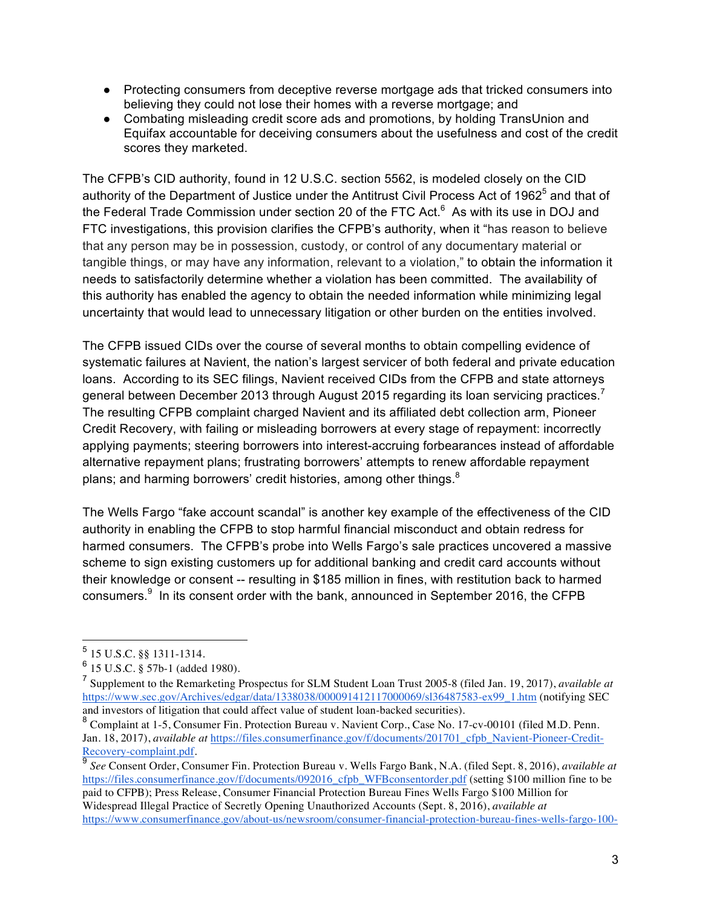- Protecting consumers from deceptive reverse mortgage ads that tricked consumers into believing they could not lose their homes with a reverse mortgage; and
- Combating misleading credit score ads and promotions, by holding TransUnion and Equifax accountable for deceiving consumers about the usefulness and cost of the credit scores they marketed.

The CFPB's CID authority, found in 12 U.S.C. section 5562, is modeled closely on the CID authority of the Department of Justice under the Antitrust Civil Process Act of 1962[5] and that of the Federal Trade Commission under section 20 of the FTC Act.[6] As with its use in DOJ and FTC investigations, this provision clarifies the CFPB's authority, when it "has reason to believe that any person may be in possession, custody, or control of any documentary material or tangible things, or may have any information, relevant to a violation," to obtain the information it needs to satisfactorily determine whether a violation has been committed. The availability of this authority has enabled the agency to obtain the needed information while minimizing legal uncertainty that would lead to unnecessary litigation or other burden on the entities involved.

The CFPB issued CIDs over the course of several months to obtain compelling evidence of systematic failures at Navient, the nation's largest servicer of both federal and private education loans. According to its SEC filings, Navient received CIDs from the CFPB and state attorneys general between December 2013 through August 2015 regarding its loan servicing practices.[7] The resulting CFPB complaint charged Navient and its affiliated debt collection arm, Pioneer Credit Recovery, with failing or misleading borrowers at every stage of repayment: incorrectly applying payments; steering borrowers into interest-accruing forbearances instead of affordable alternative repayment plans; frustrating borrowers' attempts to renew affordable repayment plans; and harming borrowers' credit histories, among other things.[8]

The Wells Fargo "fake account scandal" is another key example of the effectiveness of the CID authority in enabling the CFPB to stop harmful financial misconduct and obtain redress for harmed consumers. The CFPB's probe into Wells Fargo's sale practices uncovered a massive scheme to sign existing customers up for additional banking and credit card accounts without their knowledge or consent -- resulting in $185 million in fines, with restitution back to harmed consumers.[9] In its consent order with the bank, announced in September 2016, the CFPB

---

[5] 15 U.S.C. §§ 1311-1314.

[6] 15 U.S.C. § 57b-1 (added 1980).

[7] Supplement to the Remarketing Prospectus for SLM Student Loan Trust 2005-8 (filed Jan. 19, 2017), *available at* https://www.sec.gov/Archives/edgar/data/1338038/000091412117000069/sl36487583-ex99_1.htm (notifying SEC and investors of litigation that could affect value of student loan-backed securities).

[8] Complaint at 1-5, Consumer Fin. Protection Bureau v. Navient Corp., Case No. 17-cv-00101 (filed M.D. Penn. Jan. 18, 2017), *available at* https://files.consumerfinance.gov/f/documents/201701_cfpb_Navient-Pioneer-Credit-Recovery-complaint.pdf.

[9] *See* Consent Order, Consumer Fin. Protection Bureau v. Wells Fargo Bank, N.A. (filed Sept. 8, 2016), *available at* https://files.consumerfinance.gov/f/documents/092016_cfpb_WFBconsentorder.pdf (setting $100 million fine to be paid to CFPB); Press Release, Consumer Financial Protection Bureau Fines Wells Fargo $100 Million for Widespread Illegal Practice of Secretly Opening Unauthorized Accounts (Sept. 8, 2016), *available at* https://www.consumerfinance.gov/about-us/newsroom/consumer-financial-protection-bureau-fines-wells-fargo-100-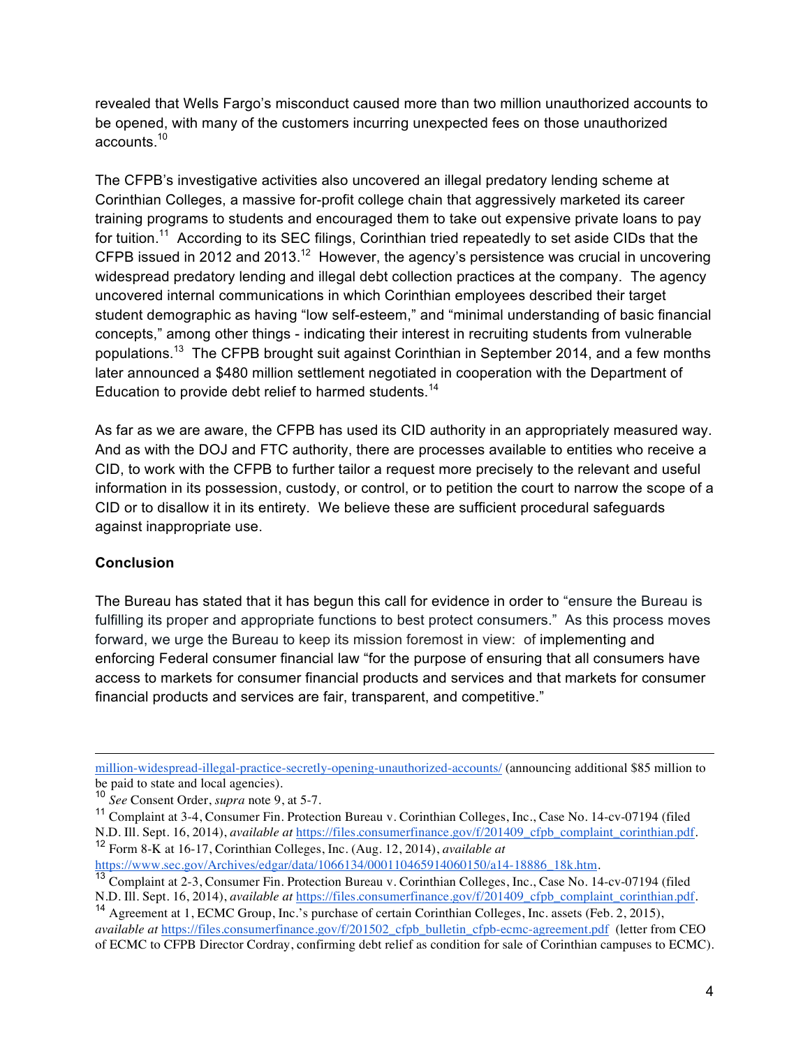revealed that Wells Fargo's misconduct caused more than two million unauthorized accounts to be opened, with many of the customers incurring unexpected fees on those unauthorized accounts.[10]

The CFPB's investigative activities also uncovered an illegal predatory lending scheme at Corinthian Colleges, a massive for-profit college chain that aggressively marketed its career training programs to students and encouraged them to take out expensive private loans to pay for tuition.[11] According to its SEC filings, Corinthian tried repeatedly to set aside CIDs that the CFPB issued in 2012 and 2013.[12] However, the agency's persistence was crucial in uncovering widespread predatory lending and illegal debt collection practices at the company. The agency uncovered internal communications in which Corinthian employees described their target student demographic as having "low self-esteem," and "minimal understanding of basic financial concepts," among other things - indicating their interest in recruiting students from vulnerable populations.[13] The CFPB brought suit against Corinthian in September 2014, and a few months later announced a $480 million settlement negotiated in cooperation with the Department of Education to provide debt relief to harmed students.[14]

As far as we are aware, the CFPB has used its CID authority in an appropriately measured way. And as with the DOJ and FTC authority, there are processes available to entities who receive a CID, to work with the CFPB to further tailor a request more precisely to the relevant and useful information in its possession, custody, or control, or to petition the court to narrow the scope of a CID or to disallow it in its entirety. We believe these are sufficient procedural safeguards against inappropriate use.

**Conclusion**

The Bureau has stated that it has begun this call for evidence in order to "ensure the Bureau is fulfilling its proper and appropriate functions to best protect consumers." As this process moves forward, we urge the Bureau to keep its mission foremost in view: of implementing and enforcing Federal consumer financial law "for the purpose of ensuring that all consumers have access to markets for consumer financial products and services and that markets for consumer financial products and services are fair, transparent, and competitive."

---

million-widespread-illegal-practice-secretly-opening-unauthorized-accounts/ (announcing additional $85 million to be paid to state and local agencies).

[10] *See* Consent Order, *supra* note 9, at 5-7.

[11] Complaint at 3-4, Consumer Fin. Protection Bureau v. Corinthian Colleges, Inc., Case No. 14-cv-07194 (filed N.D. Ill. Sept. 16, 2014), *available at* https://files.consumerfinance.gov/f/201409_cfpb_complaint_corinthian.pdf.

[12] Form 8-K at 16-17, Corinthian Colleges, Inc. (Aug. 12, 2014), *available at* https://www.sec.gov/Archives/edgar/data/1066134/000110465914060150/a14-18886_18k.htm.

[13] Complaint at 2-3, Consumer Fin. Protection Bureau v. Corinthian Colleges, Inc., Case No. 14-cv-07194 (filed N.D. Ill. Sept. 16, 2014), *available at* https://files.consumerfinance.gov/f/201409_cfpb_complaint_corinthian.pdf.

[14] Agreement at 1, ECMC Group, Inc.'s purchase of certain Corinthian Colleges, Inc. assets (Feb. 2, 2015), *available at* https://files.consumerfinance.gov/f/201502_cfpb_bulletin_cfpb-ecmc-agreement.pdf (letter from CEO of ECMC to CFPB Director Cordray, confirming debt relief as condition for sale of Corinthian campuses to ECMC).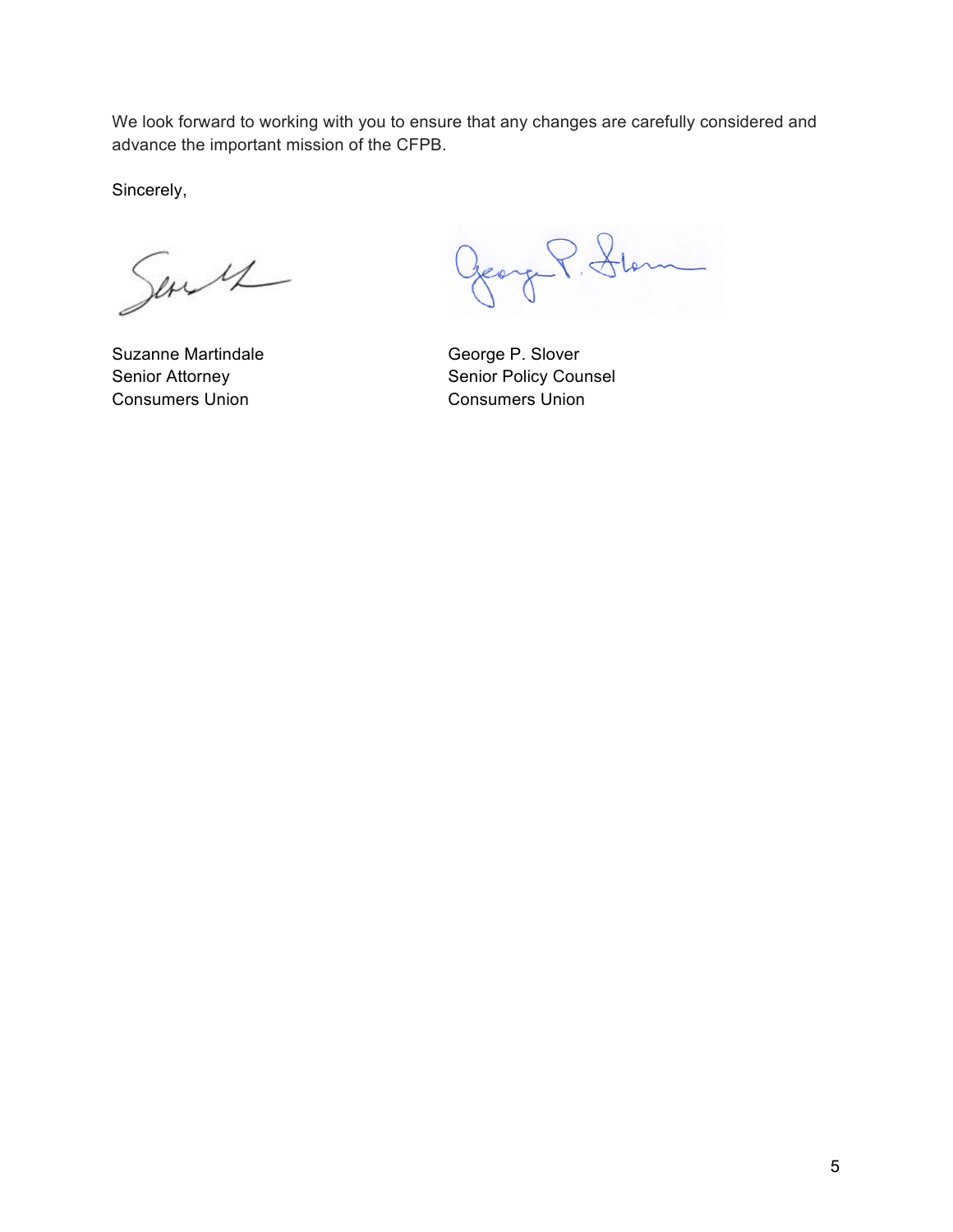We look forward to working with you to ensure that any changes are carefully considered and advance the important mission of the CFPB.

Sincerely,

Suzanne Martindale
Senior Attorney
Consumers Union

George P. Slover
Senior Policy Counsel
Consumers Union